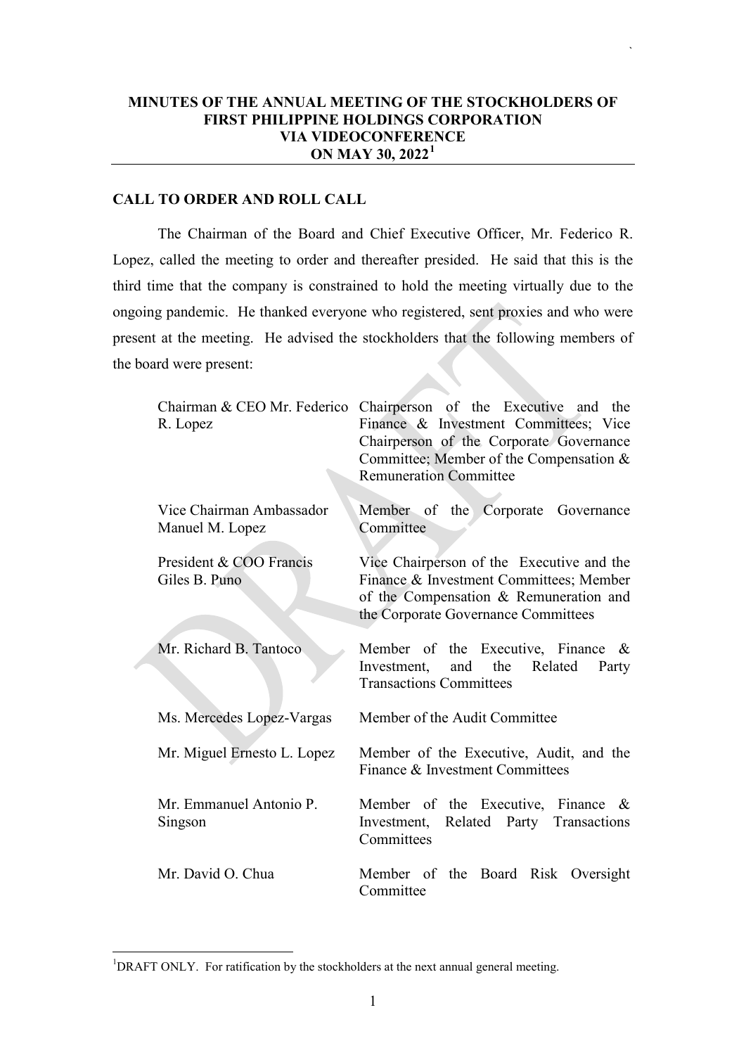**MINUTES OF THE ANNUAL MEETING OF THE STOCKHOLDERS OF FIRST PHILIPPINE HOLDINGS CORPORATION VIA VIDEOCONFERENCE ON MAY 30, 2022[1]**

## CALL TO ORDER AND ROLL CALL

The Chairman of the Board and Chief Executive Officer, Mr. Federico R. Lopez, called the meeting to order and thereafter presided. He said that this is the third time that the company is constrained to hold the meeting virtually due to the ongoing pandemic. He thanked everyone who registered, sent proxies and who were present at the meeting. He advised the stockholders that the following members of the board were present:

| | |
|---|---|
| Chairman & CEO Mr. Federico R. Lopez | Chairperson of the Executive and the Finance & Investment Committees; Vice Chairperson of the Corporate Governance Committee; Member of the Compensation & Remuneration Committee |
| Vice Chairman Ambassador Manuel M. Lopez | Member of the Corporate Governance Committee |
| President & COO Francis Giles B. Puno | Vice Chairperson of the Executive and the Finance & Investment Committees; Member of the Compensation & Remuneration and the Corporate Governance Committees |
| Mr. Richard B. Tantoco | Member of the Executive, Finance & Investment, and the Related Party Transactions Committees |
| Ms. Mercedes Lopez-Vargas | Member of the Audit Committee |
| Mr. Miguel Ernesto L. Lopez | Member of the Executive, Audit, and the Finance & Investment Committees |
| Mr. Emmanuel Antonio P. Singson | Member of the Executive, Finance & Investment, Related Party Transactions Committees |
| Mr. David O. Chua | Member of the Board Risk Oversight Committee |

[1] DRAFT ONLY. For ratification by the stockholders at the next annual general meeting.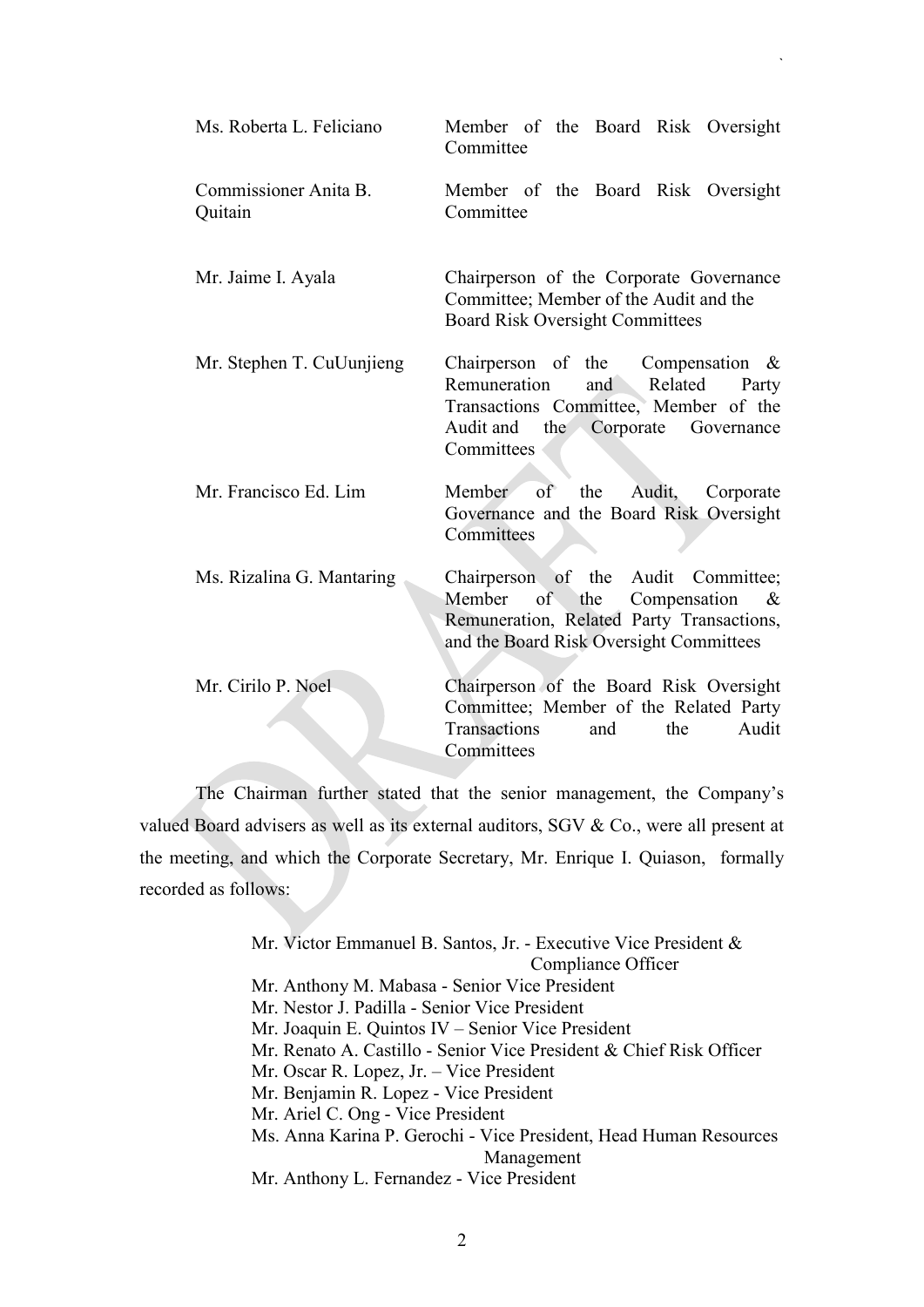| | |
|---|---|
| Ms. Roberta L. Feliciano | Member of the Board Risk Oversight Committee |
| Commissioner Anita B. Quitain | Member of the Board Risk Oversight Committee |
| Mr. Jaime I. Ayala | Chairperson of the Corporate Governance Committee; Member of the Audit and the Board Risk Oversight Committees |
| Mr. Stephen T. CuUunjieng | Chairperson of the Compensation & Remuneration and Related Party Transactions Committee, Member of the Audit and the Corporate Governance Committees |
| Mr. Francisco Ed. Lim | Member of the Audit, Corporate Governance and the Board Risk Oversight Committees |
| Ms. Rizalina G. Mantaring | Chairperson of the Audit Committee; Member of the Compensation & Remuneration, Related Party Transactions, and the Board Risk Oversight Committees |
| Mr. Cirilo P. Noel | Chairperson of the Board Risk Oversight Committee; Member of the Related Party Transactions and the Audit Committees |

The Chairman further stated that the senior management, the Company's valued Board advisers as well as its external auditors, SGV & Co., were all present at the meeting, and which the Corporate Secretary, Mr. Enrique I. Quiason, formally recorded as follows:

- Mr. Victor Emmanuel B. Santos, Jr. - Executive Vice President & Compliance Officer
- Mr. Anthony M. Mabasa - Senior Vice President
- Mr. Nestor J. Padilla - Senior Vice President
- Mr. Joaquin E. Quintos IV – Senior Vice President
- Mr. Renato A. Castillo - Senior Vice President & Chief Risk Officer
- Mr. Oscar R. Lopez, Jr. – Vice President
- Mr. Benjamin R. Lopez - Vice President
- Mr. Ariel C. Ong - Vice President
- Ms. Anna Karina P. Gerochi - Vice President, Head Human Resources Management
- Mr. Anthony L. Fernandez - Vice President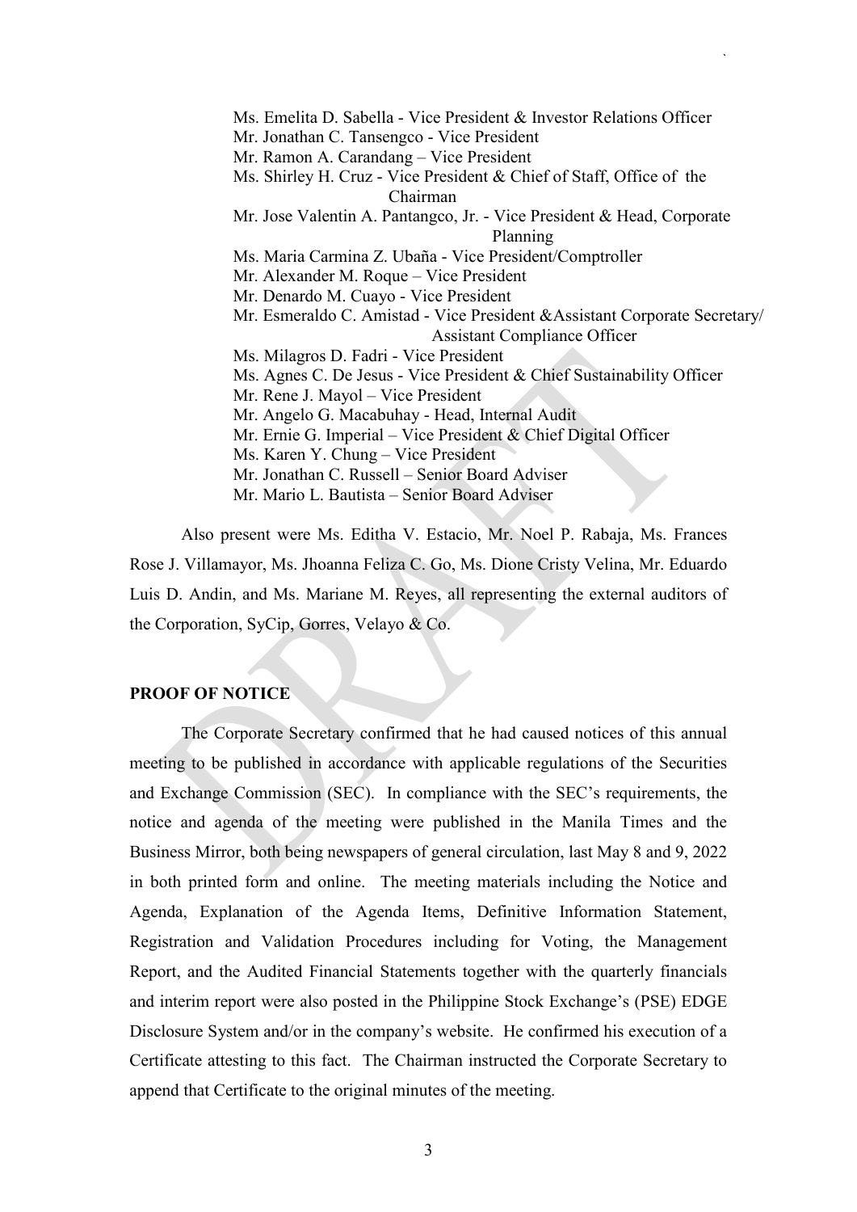Ms. Emelita D. Sabella - Vice President & Investor Relations Officer
Mr. Jonathan C. Tansengco - Vice President
Mr. Ramon A. Carandang – Vice President
Ms. Shirley H. Cruz - Vice President & Chief of Staff, Office of the Chairman
Mr. Jose Valentin A. Pantangco, Jr. - Vice President & Head, Corporate Planning
Ms. Maria Carmina Z. Ubaña - Vice President/Comptroller
Mr. Alexander M. Roque – Vice President
Mr. Denardo M. Cuayo - Vice President
Mr. Esmeraldo C. Amistad - Vice President &Assistant Corporate Secretary/ Assistant Compliance Officer
Ms. Milagros D. Fadri - Vice President
Ms. Agnes C. De Jesus - Vice President & Chief Sustainability Officer
Mr. Rene J. Mayol – Vice President
Mr. Angelo G. Macabuhay - Head, Internal Audit
Mr. Ernie G. Imperial – Vice President & Chief Digital Officer
Ms. Karen Y. Chung – Vice President
Mr. Jonathan C. Russell – Senior Board Adviser
Mr. Mario L. Bautista – Senior Board Adviser

Also present were Ms. Editha V. Estacio, Mr. Noel P. Rabaja, Ms. Frances Rose J. Villamayor, Ms. Jhoanna Feliza C. Go, Ms. Dione Cristy Velina, Mr. Eduardo Luis D. Andin, and Ms. Mariane M. Reyes, all representing the external auditors of the Corporation, SyCip, Gorres, Velayo & Co.

**PROOF OF NOTICE**

The Corporate Secretary confirmed that he had caused notices of this annual meeting to be published in accordance with applicable regulations of the Securities and Exchange Commission (SEC). In compliance with the SEC's requirements, the notice and agenda of the meeting were published in the Manila Times and the Business Mirror, both being newspapers of general circulation, last May 8 and 9, 2022 in both printed form and online. The meeting materials including the Notice and Agenda, Explanation of the Agenda Items, Definitive Information Statement, Registration and Validation Procedures including for Voting, the Management Report, and the Audited Financial Statements together with the quarterly financials and interim report were also posted in the Philippine Stock Exchange's (PSE) EDGE Disclosure System and/or in the company's website. He confirmed his execution of a Certificate attesting to this fact. The Chairman instructed the Corporate Secretary to append that Certificate to the original minutes of the meeting.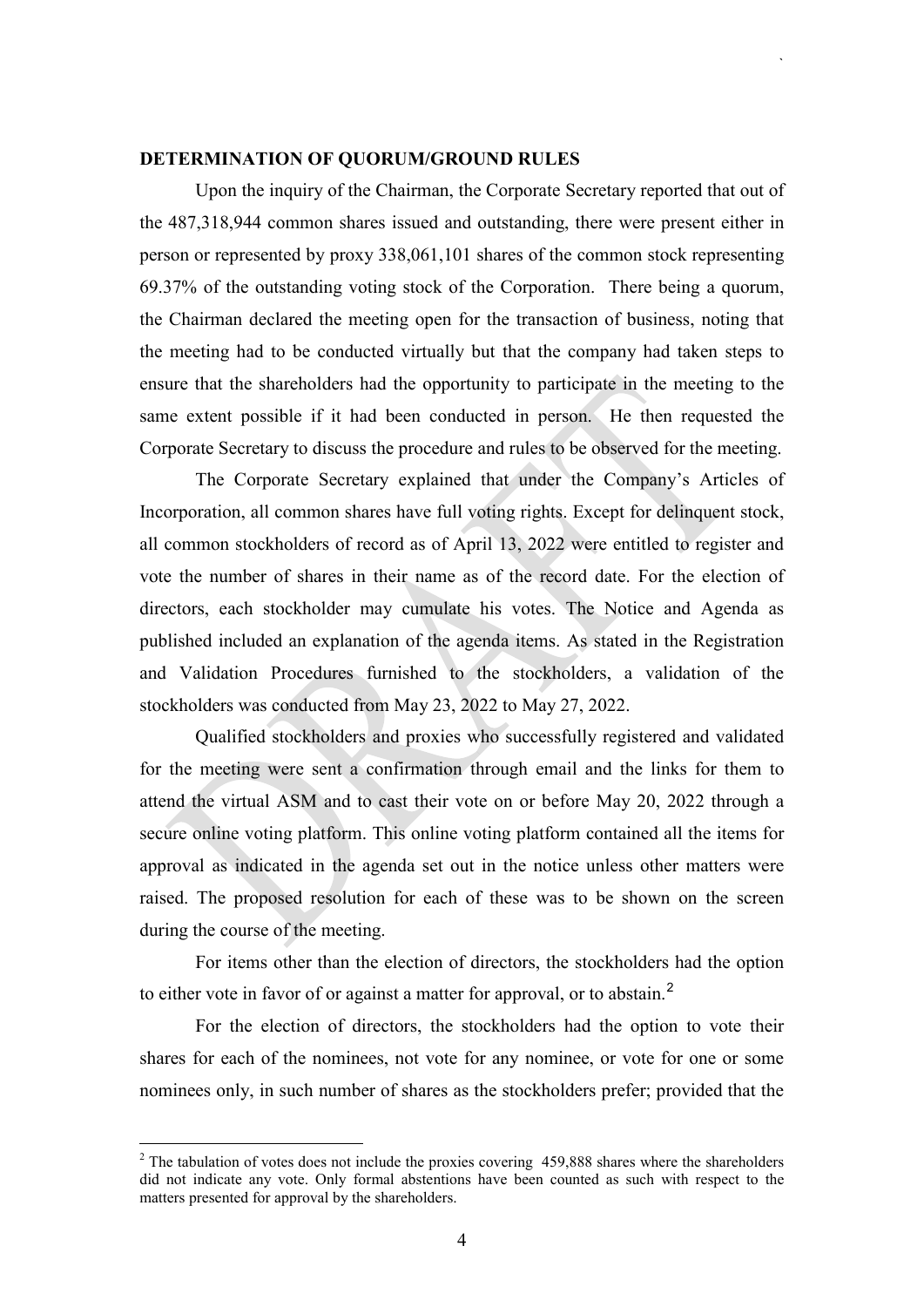**DETERMINATION OF QUORUM/GROUND RULES**

Upon the inquiry of the Chairman, the Corporate Secretary reported that out of the 487,318,944 common shares issued and outstanding, there were present either in person or represented by proxy 338,061,101 shares of the common stock representing 69.37% of the outstanding voting stock of the Corporation. There being a quorum, the Chairman declared the meeting open for the transaction of business, noting that the meeting had to be conducted virtually but that the company had taken steps to ensure that the shareholders had the opportunity to participate in the meeting to the same extent possible if it had been conducted in person. He then requested the Corporate Secretary to discuss the procedure and rules to be observed for the meeting.

The Corporate Secretary explained that under the Company's Articles of Incorporation, all common shares have full voting rights. Except for delinquent stock, all common stockholders of record as of April 13, 2022 were entitled to register and vote the number of shares in their name as of the record date. For the election of directors, each stockholder may cumulate his votes. The Notice and Agenda as published included an explanation of the agenda items. As stated in the Registration and Validation Procedures furnished to the stockholders, a validation of the stockholders was conducted from May 23, 2022 to May 27, 2022.

Qualified stockholders and proxies who successfully registered and validated for the meeting were sent a confirmation through email and the links for them to attend the virtual ASM and to cast their vote on or before May 20, 2022 through a secure online voting platform. This online voting platform contained all the items for approval as indicated in the agenda set out in the notice unless other matters were raised. The proposed resolution for each of these was to be shown on the screen during the course of the meeting.

For items other than the election of directors, the stockholders had the option to either vote in favor of or against a matter for approval, or to abstain.[2]

For the election of directors, the stockholders had the option to vote their shares for each of the nominees, not vote for any nominee, or vote for one or some nominees only, in such number of shares as the stockholders prefer; provided that the

[2] The tabulation of votes does not include the proxies covering 459,888 shares where the shareholders did not indicate any vote. Only formal abstentions have been counted as such with respect to the matters presented for approval by the shareholders.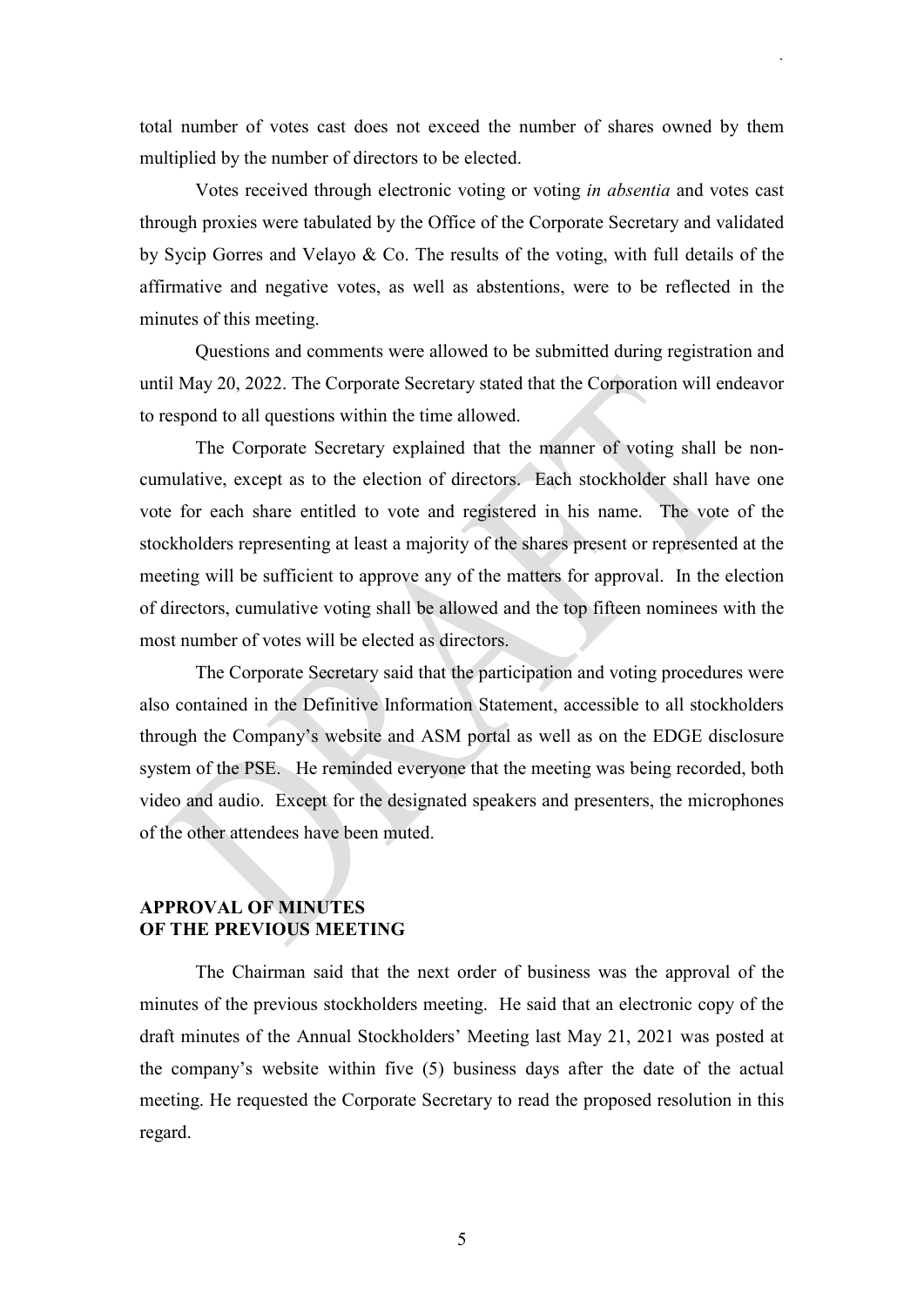total number of votes cast does not exceed the number of shares owned by them multiplied by the number of directors to be elected.

Votes received through electronic voting or voting *in absentia* and votes cast through proxies were tabulated by the Office of the Corporate Secretary and validated by Sycip Gorres and Velayo & Co. The results of the voting, with full details of the affirmative and negative votes, as well as abstentions, were to be reflected in the minutes of this meeting.

Questions and comments were allowed to be submitted during registration and until May 20, 2022. The Corporate Secretary stated that the Corporation will endeavor to respond to all questions within the time allowed.

The Corporate Secretary explained that the manner of voting shall be non-cumulative, except as to the election of directors. Each stockholder shall have one vote for each share entitled to vote and registered in his name. The vote of the stockholders representing at least a majority of the shares present or represented at the meeting will be sufficient to approve any of the matters for approval. In the election of directors, cumulative voting shall be allowed and the top fifteen nominees with the most number of votes will be elected as directors.

The Corporate Secretary said that the participation and voting procedures were also contained in the Definitive Information Statement, accessible to all stockholders through the Company's website and ASM portal as well as on the EDGE disclosure system of the PSE. He reminded everyone that the meeting was being recorded, both video and audio. Except for the designated speakers and presenters, the microphones of the other attendees have been muted.

**APPROVAL OF MINUTES**
**OF THE PREVIOUS MEETING**

The Chairman said that the next order of business was the approval of the minutes of the previous stockholders meeting. He said that an electronic copy of the draft minutes of the Annual Stockholders' Meeting last May 21, 2021 was posted at the company's website within five (5) business days after the date of the actual meeting. He requested the Corporate Secretary to read the proposed resolution in this regard.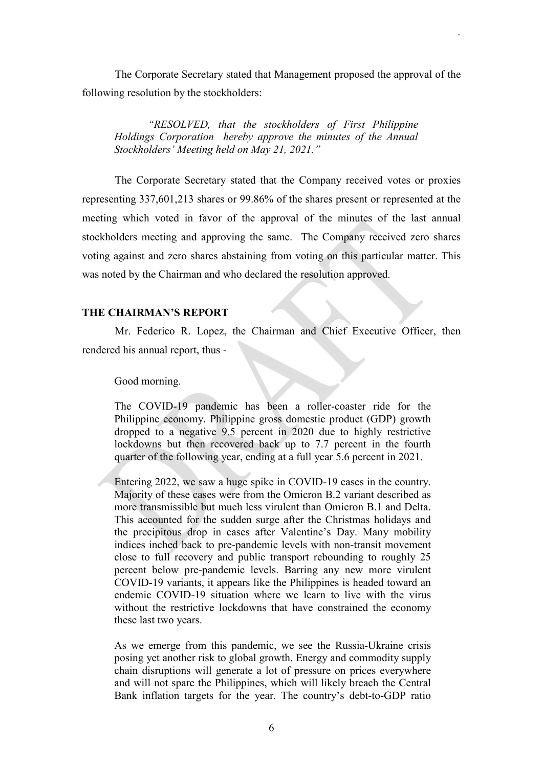The Corporate Secretary stated that Management proposed the approval of the following resolution by the stockholders:

> *"RESOLVED, that the stockholders of First Philippine Holdings Corporation hereby approve the minutes of the Annual Stockholders' Meeting held on May 21, 2021."*

The Corporate Secretary stated that the Company received votes or proxies representing 337,601,213 shares or 99.86% of the shares present or represented at the meeting which voted in favor of the approval of the minutes of the last annual stockholders meeting and approving the same. The Company received zero shares voting against and zero shares abstaining from voting on this particular matter. This was noted by the Chairman and who declared the resolution approved.

## THE CHAIRMAN'S REPORT

Mr. Federico R. Lopez, the Chairman and Chief Executive Officer, then rendered his annual report, thus -

> Good morning.
>
> The COVID-19 pandemic has been a roller-coaster ride for the Philippine economy. Philippine gross domestic product (GDP) growth dropped to a negative 9.5 percent in 2020 due to highly restrictive lockdowns but then recovered back up to 7.7 percent in the fourth quarter of the following year, ending at a full year 5.6 percent in 2021.
>
> Entering 2022, we saw a huge spike in COVID-19 cases in the country. Majority of these cases were from the Omicron B.2 variant described as more transmissible but much less virulent than Omicron B.1 and Delta. This accounted for the sudden surge after the Christmas holidays and the precipitous drop in cases after Valentine's Day. Many mobility indices inched back to pre-pandemic levels with non-transit movement close to full recovery and public transport rebounding to roughly 25 percent below pre-pandemic levels. Barring any new more virulent COVID-19 variants, it appears like the Philippines is headed toward an endemic COVID-19 situation where we learn to live with the virus without the restrictive lockdowns that have constrained the economy these last two years.
>
> As we emerge from this pandemic, we see the Russia-Ukraine crisis posing yet another risk to global growth. Energy and commodity supply chain disruptions will generate a lot of pressure on prices everywhere and will not spare the Philippines, which will likely breach the Central Bank inflation targets for the year. The country's debt-to-GDP ratio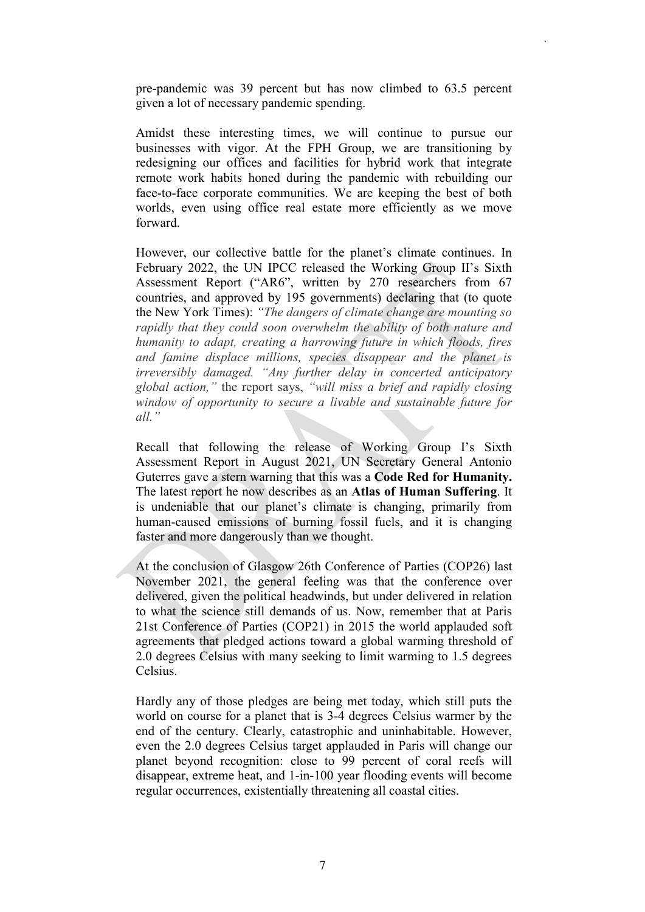pre-pandemic was 39 percent but has now climbed to 63.5 percent given a lot of necessary pandemic spending.

Amidst these interesting times, we will continue to pursue our businesses with vigor. At the FPH Group, we are transitioning by redesigning our offices and facilities for hybrid work that integrate remote work habits honed during the pandemic with rebuilding our face-to-face corporate communities. We are keeping the best of both worlds, even using office real estate more efficiently as we move forward.

However, our collective battle for the planet's climate continues. In February 2022, the UN IPCC released the Working Group II's Sixth Assessment Report ("AR6", written by 270 researchers from 67 countries, and approved by 195 governments) declaring that (to quote the New York Times): *"The dangers of climate change are mounting so rapidly that they could soon overwhelm the ability of both nature and humanity to adapt, creating a harrowing future in which floods, fires and famine displace millions, species disappear and the planet is irreversibly damaged. "Any further delay in concerted anticipatory global action,"* the report says, *"will miss a brief and rapidly closing window of opportunity to secure a livable and sustainable future for all."*

Recall that following the release of Working Group I's Sixth Assessment Report in August 2021, UN Secretary General Antonio Guterres gave a stern warning that this was a **Code Red for Humanity.** The latest report he now describes as an **Atlas of Human Suffering**. It is undeniable that our planet's climate is changing, primarily from human-caused emissions of burning fossil fuels, and it is changing faster and more dangerously than we thought.

At the conclusion of Glasgow 26th Conference of Parties (COP26) last November 2021, the general feeling was that the conference over delivered, given the political headwinds, but under delivered in relation to what the science still demands of us. Now, remember that at Paris 21st Conference of Parties (COP21) in 2015 the world applauded soft agreements that pledged actions toward a global warming threshold of 2.0 degrees Celsius with many seeking to limit warming to 1.5 degrees Celsius.

Hardly any of those pledges are being met today, which still puts the world on course for a planet that is 3-4 degrees Celsius warmer by the end of the century. Clearly, catastrophic and uninhabitable. However, even the 2.0 degrees Celsius target applauded in Paris will change our planet beyond recognition: close to 99 percent of coral reefs will disappear, extreme heat, and 1-in-100 year flooding events will become regular occurrences, existentially threatening all coastal cities.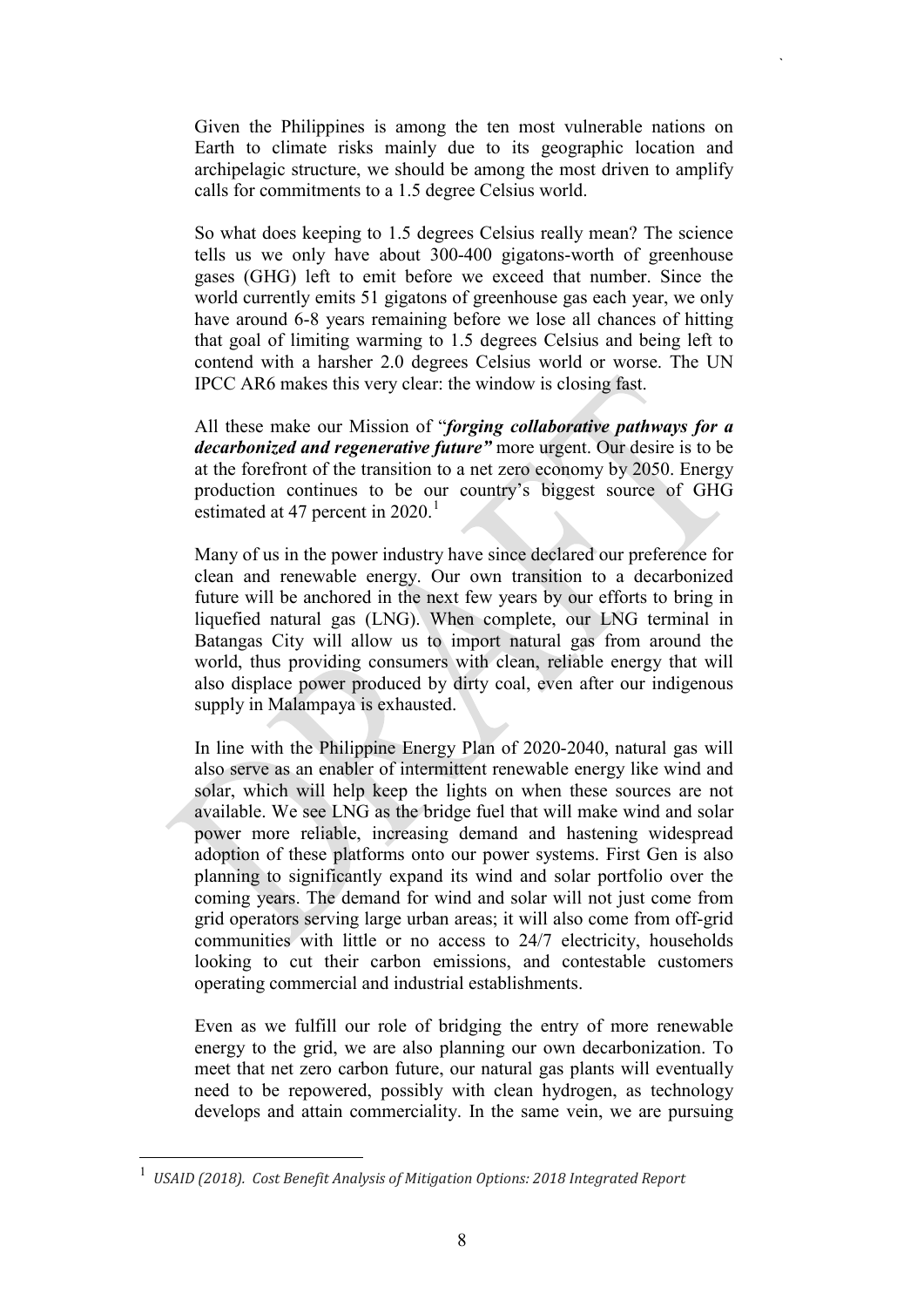Given the Philippines is among the ten most vulnerable nations on Earth to climate risks mainly due to its geographic location and archipelagic structure, we should be among the most driven to amplify calls for commitments to a 1.5 degree Celsius world.

So what does keeping to 1.5 degrees Celsius really mean? The science tells us we only have about 300-400 gigatons-worth of greenhouse gases (GHG) left to emit before we exceed that number. Since the world currently emits 51 gigatons of greenhouse gas each year, we only have around 6-8 years remaining before we lose all chances of hitting that goal of limiting warming to 1.5 degrees Celsius and being left to contend with a harsher 2.0 degrees Celsius world or worse. The UN IPCC AR6 makes this very clear: the window is closing fast.

All these make our Mission of "***forging collaborative pathways for a decarbonized and regenerative future"*** more urgent. Our desire is to be at the forefront of the transition to a net zero economy by 2050. Energy production continues to be our country's biggest source of GHG estimated at 47 percent in 2020.[1]

Many of us in the power industry have since declared our preference for clean and renewable energy. Our own transition to a decarbonized future will be anchored in the next few years by our efforts to bring in liquefied natural gas (LNG). When complete, our LNG terminal in Batangas City will allow us to import natural gas from around the world, thus providing consumers with clean, reliable energy that will also displace power produced by dirty coal, even after our indigenous supply in Malampaya is exhausted.

In line with the Philippine Energy Plan of 2020-2040, natural gas will also serve as an enabler of intermittent renewable energy like wind and solar, which will help keep the lights on when these sources are not available. We see LNG as the bridge fuel that will make wind and solar power more reliable, increasing demand and hastening widespread adoption of these platforms onto our power systems. First Gen is also planning to significantly expand its wind and solar portfolio over the coming years. The demand for wind and solar will not just come from grid operators serving large urban areas; it will also come from off-grid communities with little or no access to 24/7 electricity, households looking to cut their carbon emissions, and contestable customers operating commercial and industrial establishments.

Even as we fulfill our role of bridging the entry of more renewable energy to the grid, we are also planning our own decarbonization. To meet that net zero carbon future, our natural gas plants will eventually need to be repowered, possibly with clean hydrogen, as technology develops and attain commerciality. In the same vein, we are pursuing

---

[1] *USAID (2018). Cost Benefit Analysis of Mitigation Options: 2018 Integrated Report*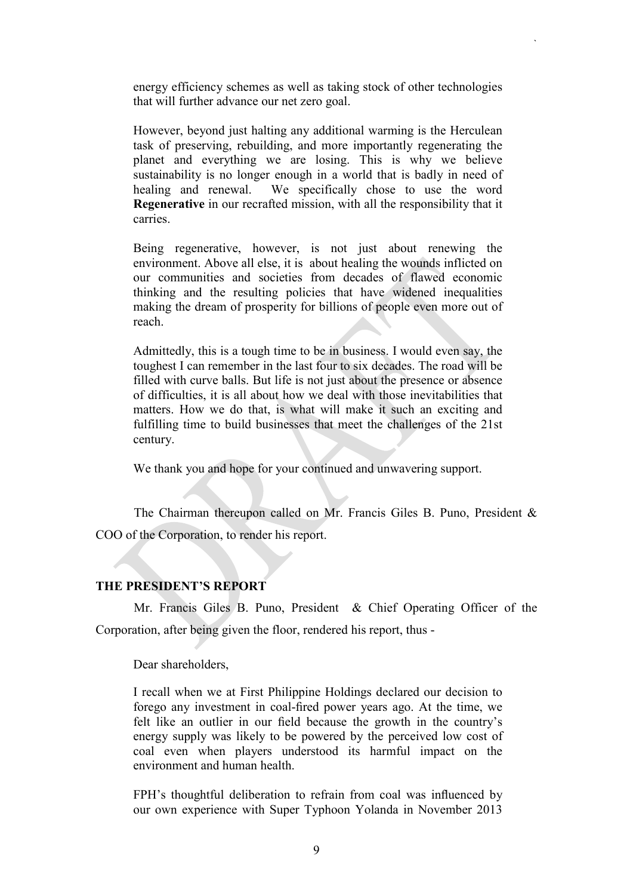energy efficiency schemes as well as taking stock of other technologies that will further advance our net zero goal.

However, beyond just halting any additional warming is the Herculean task of preserving, rebuilding, and more importantly regenerating the planet and everything we are losing. This is why we believe sustainability is no longer enough in a world that is badly in need of healing and renewal. We specifically chose to use the word **Regenerative** in our recrafted mission, with all the responsibility that it carries.

Being regenerative, however, is not just about renewing the environment. Above all else, it is about healing the wounds inflicted on our communities and societies from decades of flawed economic thinking and the resulting policies that have widened inequalities making the dream of prosperity for billions of people even more out of reach.

Admittedly, this is a tough time to be in business. I would even say, the toughest I can remember in the last four to six decades. The road will be filled with curve balls. But life is not just about the presence or absence of difficulties, it is all about how we deal with those inevitabilities that matters. How we do that, is what will make it such an exciting and fulfilling time to build businesses that meet the challenges of the 21st century.

We thank you and hope for your continued and unwavering support.

The Chairman thereupon called on Mr. Francis Giles B. Puno, President & COO of the Corporation, to render his report.

**THE PRESIDENT'S REPORT**

Mr. Francis Giles B. Puno, President & Chief Operating Officer of the Corporation, after being given the floor, rendered his report, thus -

Dear shareholders,

I recall when we at First Philippine Holdings declared our decision to forego any investment in coal-fired power years ago. At the time, we felt like an outlier in our field because the growth in the country's energy supply was likely to be powered by the perceived low cost of coal even when players understood its harmful impact on the environment and human health.

FPH's thoughtful deliberation to refrain from coal was influenced by our own experience with Super Typhoon Yolanda in November 2013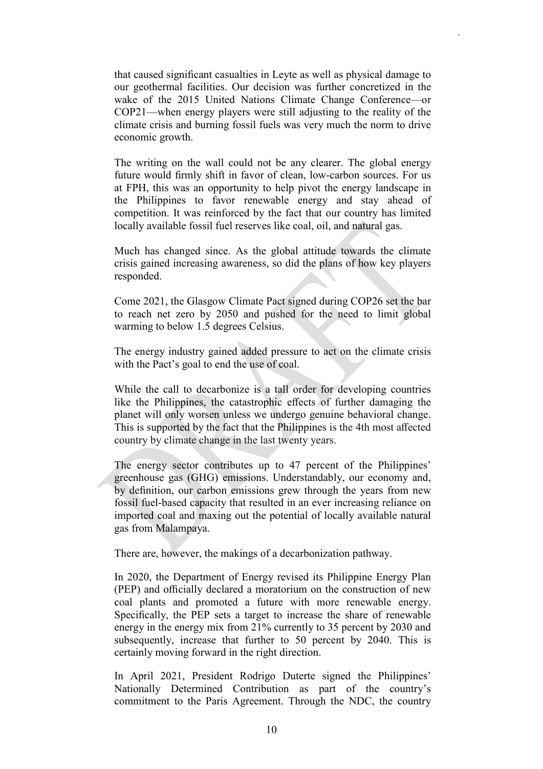that caused significant casualties in Leyte as well as physical damage to our geothermal facilities. Our decision was further concretized in the wake of the 2015 United Nations Climate Change Conference—or COP21—when energy players were still adjusting to the reality of the climate crisis and burning fossil fuels was very much the norm to drive economic growth.

The writing on the wall could not be any clearer. The global energy future would firmly shift in favor of clean, low-carbon sources. For us at FPH, this was an opportunity to help pivot the energy landscape in the Philippines to favor renewable energy and stay ahead of competition. It was reinforced by the fact that our country has limited locally available fossil fuel reserves like coal, oil, and natural gas.

Much has changed since. As the global attitude towards the climate crisis gained increasing awareness, so did the plans of how key players responded.

Come 2021, the Glasgow Climate Pact signed during COP26 set the bar to reach net zero by 2050 and pushed for the need to limit global warming to below 1.5 degrees Celsius.

The energy industry gained added pressure to act on the climate crisis with the Pact's goal to end the use of coal.

While the call to decarbonize is a tall order for developing countries like the Philippines, the catastrophic effects of further damaging the planet will only worsen unless we undergo genuine behavioral change. This is supported by the fact that the Philippines is the 4th most affected country by climate change in the last twenty years.

The energy sector contributes up to 47 percent of the Philippines' greenhouse gas (GHG) emissions. Understandably, our economy and, by definition, our carbon emissions grew through the years from new fossil fuel-based capacity that resulted in an ever increasing reliance on imported coal and maxing out the potential of locally available natural gas from Malampaya.

There are, however, the makings of a decarbonization pathway.

In 2020, the Department of Energy revised its Philippine Energy Plan (PEP) and officially declared a moratorium on the construction of new coal plants and promoted a future with more renewable energy. Specifically, the PEP sets a target to increase the share of renewable energy in the energy mix from 21% currently to 35 percent by 2030 and subsequently, increase that further to 50 percent by 2040. This is certainly moving forward in the right direction.

In April 2021, President Rodrigo Duterte signed the Philippines' Nationally Determined Contribution as part of the country's commitment to the Paris Agreement. Through the NDC, the country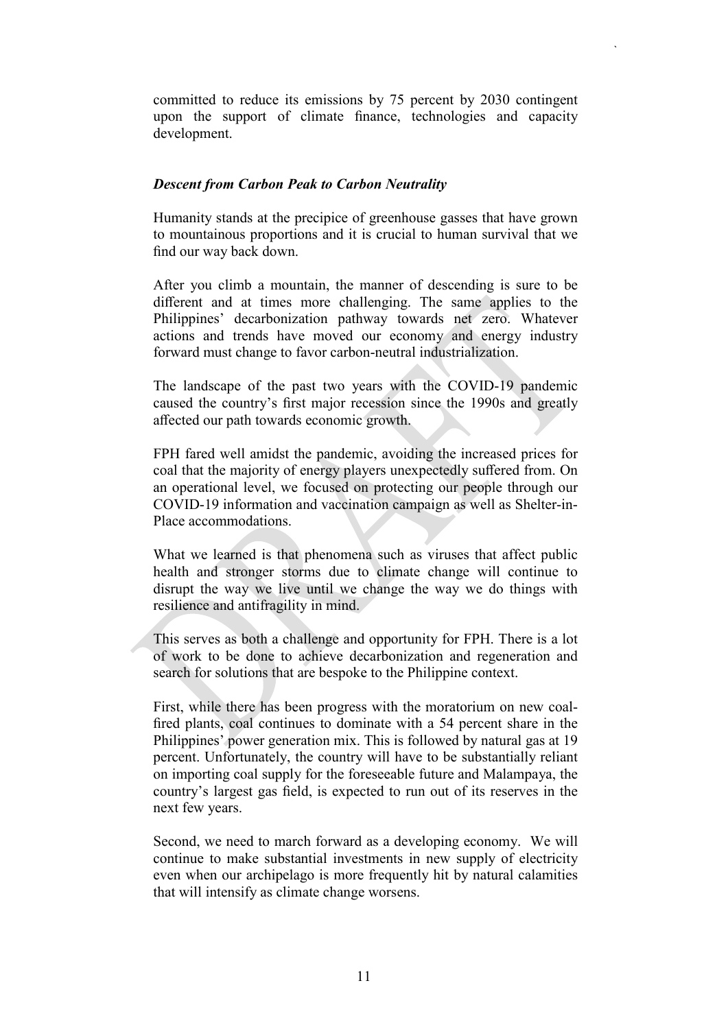committed to reduce its emissions by 75 percent by 2030 contingent upon the support of climate finance, technologies and capacity development.

***Descent from Carbon Peak to Carbon Neutrality***

Humanity stands at the precipice of greenhouse gasses that have grown to mountainous proportions and it is crucial to human survival that we find our way back down.

After you climb a mountain, the manner of descending is sure to be different and at times more challenging. The same applies to the Philippines' decarbonization pathway towards net zero. Whatever actions and trends have moved our economy and energy industry forward must change to favor carbon-neutral industrialization.

The landscape of the past two years with the COVID-19 pandemic caused the country's first major recession since the 1990s and greatly affected our path towards economic growth.

FPH fared well amidst the pandemic, avoiding the increased prices for coal that the majority of energy players unexpectedly suffered from. On an operational level, we focused on protecting our people through our COVID-19 information and vaccination campaign as well as Shelter-in-Place accommodations.

What we learned is that phenomena such as viruses that affect public health and stronger storms due to climate change will continue to disrupt the way we live until we change the way we do things with resilience and antifragility in mind.

This serves as both a challenge and opportunity for FPH. There is a lot of work to be done to achieve decarbonization and regeneration and search for solutions that are bespoke to the Philippine context.

First, while there has been progress with the moratorium on new coal-fired plants, coal continues to dominate with a 54 percent share in the Philippines' power generation mix. This is followed by natural gas at 19 percent. Unfortunately, the country will have to be substantially reliant on importing coal supply for the foreseeable future and Malampaya, the country's largest gas field, is expected to run out of its reserves in the next few years.

Second, we need to march forward as a developing economy. We will continue to make substantial investments in new supply of electricity even when our archipelago is more frequently hit by natural calamities that will intensify as climate change worsens.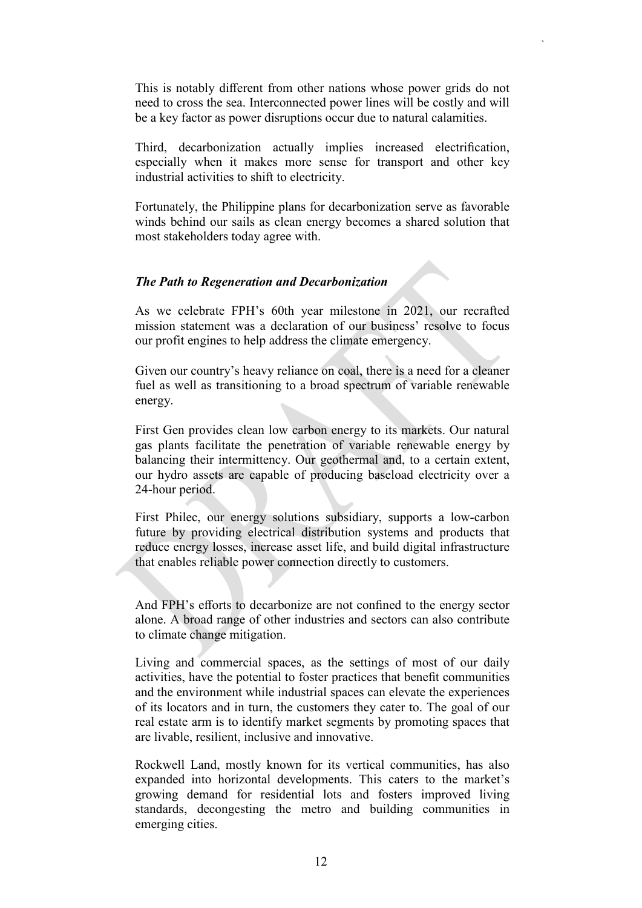This is notably different from other nations whose power grids do not need to cross the sea. Interconnected power lines will be costly and will be a key factor as power disruptions occur due to natural calamities.

Third, decarbonization actually implies increased electrification, especially when it makes more sense for transport and other key industrial activities to shift to electricity.

Fortunately, the Philippine plans for decarbonization serve as favorable winds behind our sails as clean energy becomes a shared solution that most stakeholders today agree with.

### *The Path to Regeneration and Decarbonization*

As we celebrate FPH's 60th year milestone in 2021, our recrafted mission statement was a declaration of our business' resolve to focus our profit engines to help address the climate emergency.

Given our country's heavy reliance on coal, there is a need for a cleaner fuel as well as transitioning to a broad spectrum of variable renewable energy.

First Gen provides clean low carbon energy to its markets. Our natural gas plants facilitate the penetration of variable renewable energy by balancing their intermittency. Our geothermal and, to a certain extent, our hydro assets are capable of producing baseload electricity over a 24-hour period.

First Philec, our energy solutions subsidiary, supports a low-carbon future by providing electrical distribution systems and products that reduce energy losses, increase asset life, and build digital infrastructure that enables reliable power connection directly to customers.

And FPH's efforts to decarbonize are not confined to the energy sector alone. A broad range of other industries and sectors can also contribute to climate change mitigation.

Living and commercial spaces, as the settings of most of our daily activities, have the potential to foster practices that benefit communities and the environment while industrial spaces can elevate the experiences of its locators and in turn, the customers they cater to. The goal of our real estate arm is to identify market segments by promoting spaces that are livable, resilient, inclusive and innovative.

Rockwell Land, mostly known for its vertical communities, has also expanded into horizontal developments. This caters to the market's growing demand for residential lots and fosters improved living standards, decongesting the metro and building communities in emerging cities.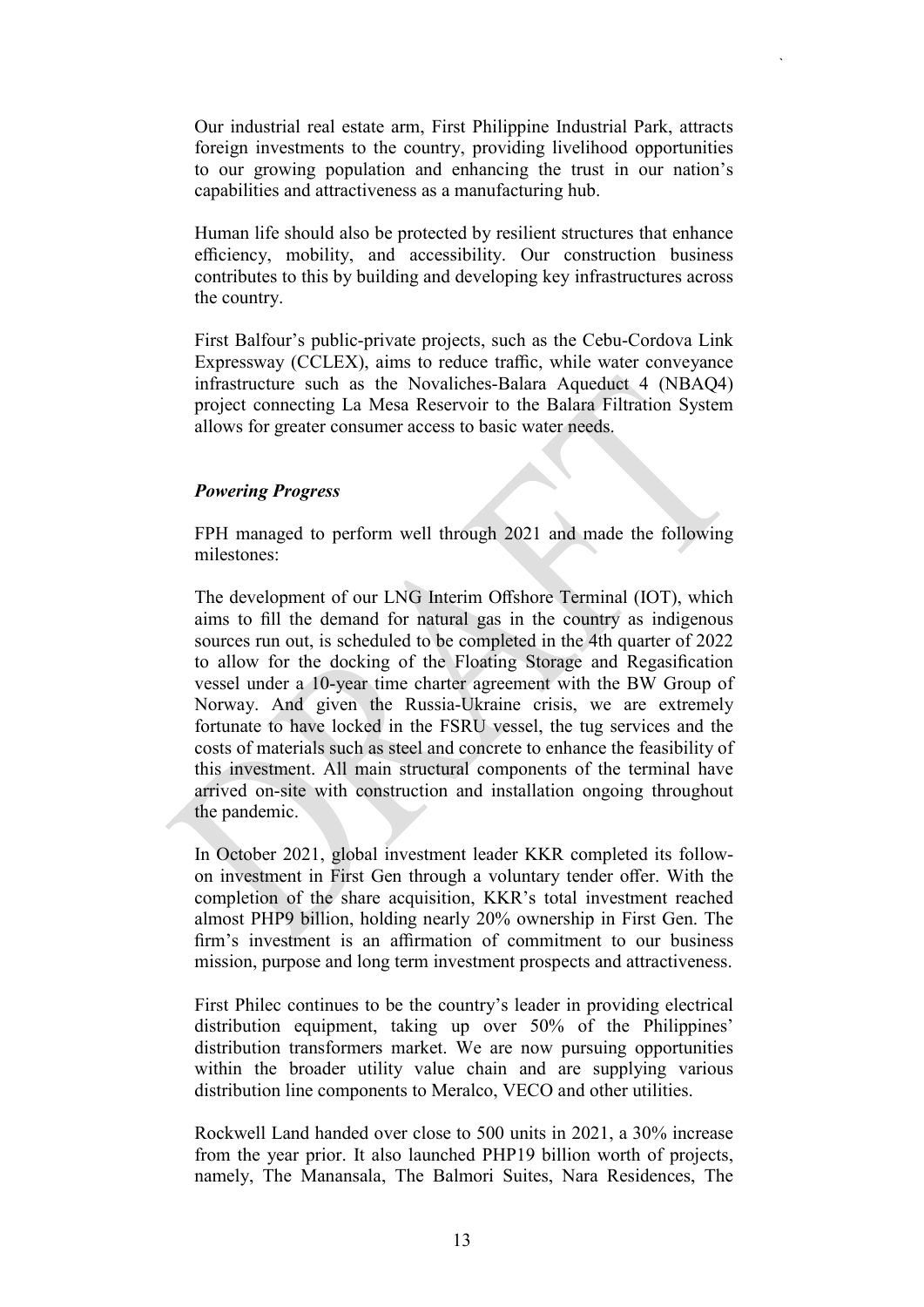Our industrial real estate arm, First Philippine Industrial Park, attracts foreign investments to the country, providing livelihood opportunities to our growing population and enhancing the trust in our nation's capabilities and attractiveness as a manufacturing hub.

Human life should also be protected by resilient structures that enhance efficiency, mobility, and accessibility. Our construction business contributes to this by building and developing key infrastructures across the country.

First Balfour's public-private projects, such as the Cebu-Cordova Link Expressway (CCLEX), aims to reduce traffic, while water conveyance infrastructure such as the Novaliches-Balara Aqueduct 4 (NBAQ4) project connecting La Mesa Reservoir to the Balara Filtration System allows for greater consumer access to basic water needs.

***Powering Progress***

FPH managed to perform well through 2021 and made the following milestones:

The development of our LNG Interim Offshore Terminal (IOT), which aims to fill the demand for natural gas in the country as indigenous sources run out, is scheduled to be completed in the 4th quarter of 2022 to allow for the docking of the Floating Storage and Regasification vessel under a 10-year time charter agreement with the BW Group of Norway. And given the Russia-Ukraine crisis, we are extremely fortunate to have locked in the FSRU vessel, the tug services and the costs of materials such as steel and concrete to enhance the feasibility of this investment. All main structural components of the terminal have arrived on-site with construction and installation ongoing throughout the pandemic.

In October 2021, global investment leader KKR completed its follow-on investment in First Gen through a voluntary tender offer. With the completion of the share acquisition, KKR's total investment reached almost PHP9 billion, holding nearly 20% ownership in First Gen. The firm's investment is an affirmation of commitment to our business mission, purpose and long term investment prospects and attractiveness.

First Philec continues to be the country's leader in providing electrical distribution equipment, taking up over 50% of the Philippines' distribution transformers market. We are now pursuing opportunities within the broader utility value chain and are supplying various distribution line components to Meralco, VECO and other utilities.

Rockwell Land handed over close to 500 units in 2021, a 30% increase from the year prior. It also launched PHP19 billion worth of projects, namely, The Manansala, The Balmori Suites, Nara Residences, The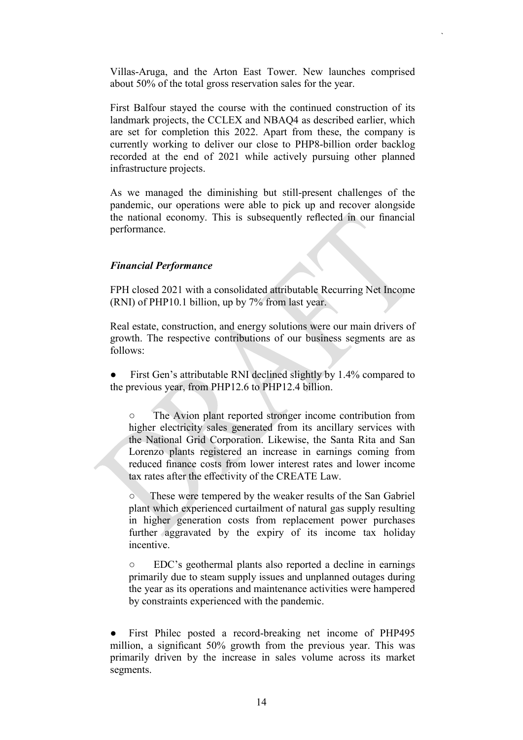Villas-Aruga, and the Arton East Tower. New launches comprised about 50% of the total gross reservation sales for the year.

First Balfour stayed the course with the continued construction of its landmark projects, the CCLEX and NBAQ4 as described earlier, which are set for completion this 2022. Apart from these, the company is currently working to deliver our close to PHP8-billion order backlog recorded at the end of 2021 while actively pursuing other planned infrastructure projects.

As we managed the diminishing but still-present challenges of the pandemic, our operations were able to pick up and recover alongside the national economy. This is subsequently reflected in our financial performance.

***Financial Performance***

FPH closed 2021 with a consolidated attributable Recurring Net Income (RNI) of PHP10.1 billion, up by 7% from last year.

Real estate, construction, and energy solutions were our main drivers of growth. The respective contributions of our business segments are as follows:

- First Gen's attributable RNI declined slightly by 1.4% compared to the previous year, from PHP12.6 to PHP12.4 billion.

    - The Avion plant reported stronger income contribution from higher electricity sales generated from its ancillary services with the National Grid Corporation. Likewise, the Santa Rita and San Lorenzo plants registered an increase in earnings coming from reduced finance costs from lower interest rates and lower income tax rates after the effectivity of the CREATE Law.

    - These were tempered by the weaker results of the San Gabriel plant which experienced curtailment of natural gas supply resulting in higher generation costs from replacement power purchases further aggravated by the expiry of its income tax holiday incentive.

    - EDC's geothermal plants also reported a decline in earnings primarily due to steam supply issues and unplanned outages during the year as its operations and maintenance activities were hampered by constraints experienced with the pandemic.

- First Philec posted a record-breaking net income of PHP495 million, a significant 50% growth from the previous year. This was primarily driven by the increase in sales volume across its market segments.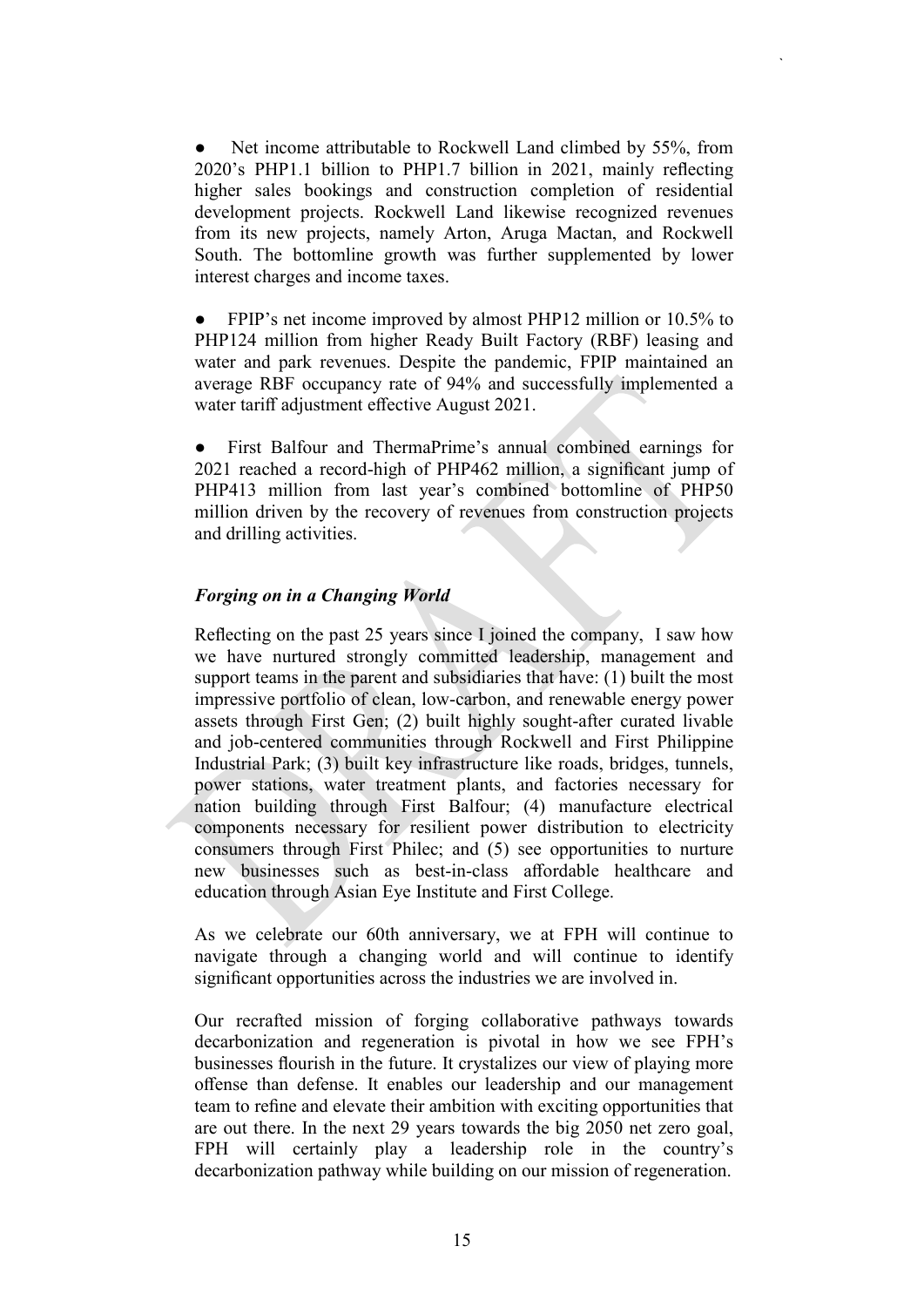- Net income attributable to Rockwell Land climbed by 55%, from 2020's PHP1.1 billion to PHP1.7 billion in 2021, mainly reflecting higher sales bookings and construction completion of residential development projects. Rockwell Land likewise recognized revenues from its new projects, namely Arton, Aruga Mactan, and Rockwell South. The bottomline growth was further supplemented by lower interest charges and income taxes.

- FPIP's net income improved by almost PHP12 million or 10.5% to PHP124 million from higher Ready Built Factory (RBF) leasing and water and park revenues. Despite the pandemic, FPIP maintained an average RBF occupancy rate of 94% and successfully implemented a water tariff adjustment effective August 2021.

- First Balfour and ThermaPrime's annual combined earnings for 2021 reached a record-high of PHP462 million, a significant jump of PHP413 million from last year's combined bottomline of PHP50 million driven by the recovery of revenues from construction projects and drilling activities.

### *Forging on in a Changing World*

Reflecting on the past 25 years since I joined the company, I saw how we have nurtured strongly committed leadership, management and support teams in the parent and subsidiaries that have: (1) built the most impressive portfolio of clean, low-carbon, and renewable energy power assets through First Gen; (2) built highly sought-after curated livable and job-centered communities through Rockwell and First Philippine Industrial Park; (3) built key infrastructure like roads, bridges, tunnels, power stations, water treatment plants, and factories necessary for nation building through First Balfour; (4) manufacture electrical components necessary for resilient power distribution to electricity consumers through First Philec; and (5) see opportunities to nurture new businesses such as best-in-class affordable healthcare and education through Asian Eye Institute and First College.

As we celebrate our 60th anniversary, we at FPH will continue to navigate through a changing world and will continue to identify significant opportunities across the industries we are involved in.

Our recrafted mission of forging collaborative pathways towards decarbonization and regeneration is pivotal in how we see FPH's businesses flourish in the future. It crystalizes our view of playing more offense than defense. It enables our leadership and our management team to refine and elevate their ambition with exciting opportunities that are out there. In the next 29 years towards the big 2050 net zero goal, FPH will certainly play a leadership role in the country's decarbonization pathway while building on our mission of regeneration.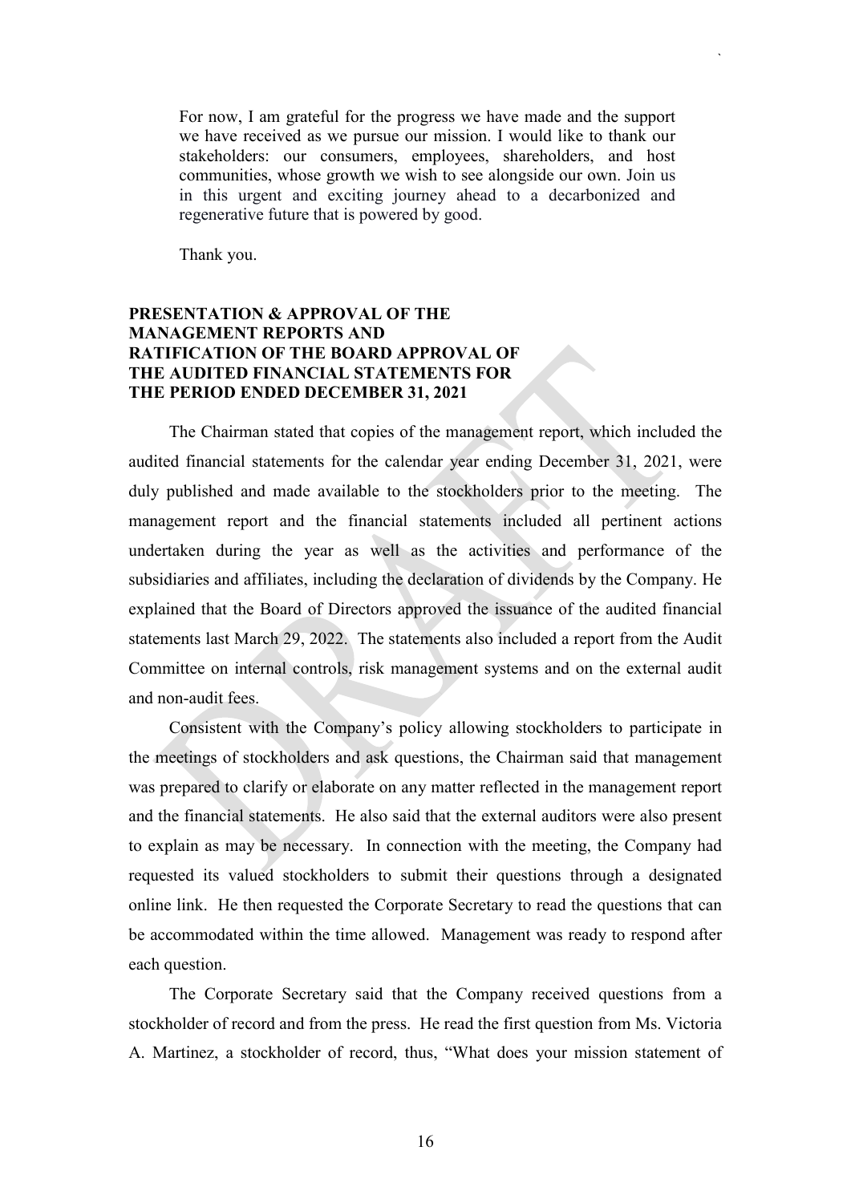For now, I am grateful for the progress we have made and the support we have received as we pursue our mission. I would like to thank our stakeholders: our consumers, employees, shareholders, and host communities, whose growth we wish to see alongside our own. Join us in this urgent and exciting journey ahead to a decarbonized and regenerative future that is powered by good.

Thank you.

**PRESENTATION & APPROVAL OF THE MANAGEMENT REPORTS AND RATIFICATION OF THE BOARD APPROVAL OF THE AUDITED FINANCIAL STATEMENTS FOR THE PERIOD ENDED DECEMBER 31, 2021**

The Chairman stated that copies of the management report, which included the audited financial statements for the calendar year ending December 31, 2021, were duly published and made available to the stockholders prior to the meeting. The management report and the financial statements included all pertinent actions undertaken during the year as well as the activities and performance of the subsidiaries and affiliates, including the declaration of dividends by the Company. He explained that the Board of Directors approved the issuance of the audited financial statements last March 29, 2022. The statements also included a report from the Audit Committee on internal controls, risk management systems and on the external audit and non-audit fees.

Consistent with the Company's policy allowing stockholders to participate in the meetings of stockholders and ask questions, the Chairman said that management was prepared to clarify or elaborate on any matter reflected in the management report and the financial statements. He also said that the external auditors were also present to explain as may be necessary. In connection with the meeting, the Company had requested its valued stockholders to submit their questions through a designated online link. He then requested the Corporate Secretary to read the questions that can be accommodated within the time allowed. Management was ready to respond after each question.

The Corporate Secretary said that the Company received questions from a stockholder of record and from the press. He read the first question from Ms. Victoria A. Martinez, a stockholder of record, thus, "What does your mission statement of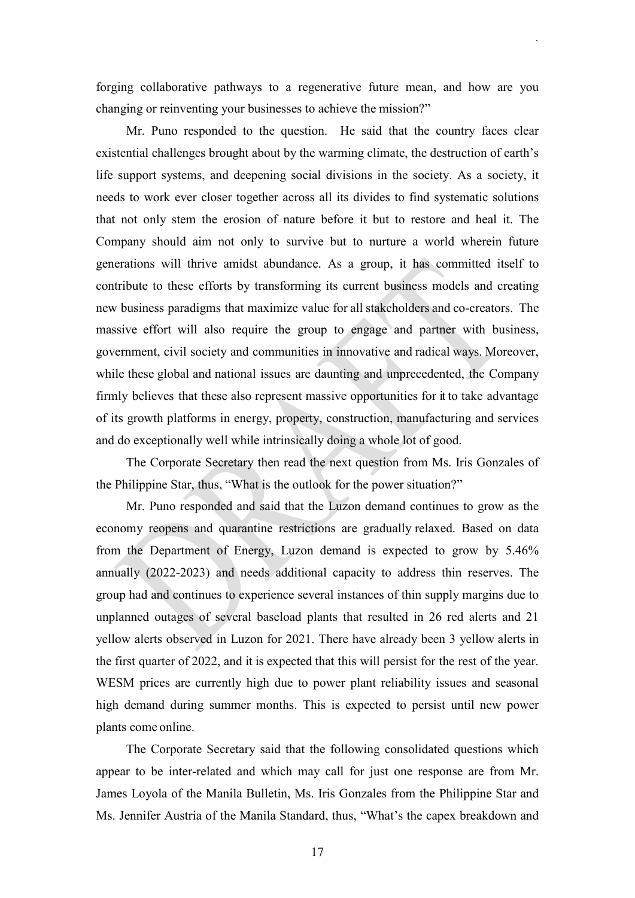forging collaborative pathways to a regenerative future mean, and how are you changing or reinventing your businesses to achieve the mission?"

Mr. Puno responded to the question. He said that the country faces clear existential challenges brought about by the warming climate, the destruction of earth's life support systems, and deepening social divisions in the society. As a society, it needs to work ever closer together across all its divides to find systematic solutions that not only stem the erosion of nature before it but to restore and heal it. The Company should aim not only to survive but to nurture a world wherein future generations will thrive amidst abundance. As a group, it has committed itself to contribute to these efforts by transforming its current business models and creating new business paradigms that maximize value for all stakeholders and co-creators. The massive effort will also require the group to engage and partner with business, government, civil society and communities in innovative and radical ways. Moreover, while these global and national issues are daunting and unprecedented, the Company firmly believes that these also represent massive opportunities for it to take advantage of its growth platforms in energy, property, construction, manufacturing and services and do exceptionally well while intrinsically doing a whole lot of good.

The Corporate Secretary then read the next question from Ms. Iris Gonzales of the Philippine Star, thus, "What is the outlook for the power situation?"

Mr. Puno responded and said that the Luzon demand continues to grow as the economy reopens and quarantine restrictions are gradually relaxed. Based on data from the Department of Energy, Luzon demand is expected to grow by 5.46% annually (2022-2023) and needs additional capacity to address thin reserves. The group had and continues to experience several instances of thin supply margins due to unplanned outages of several baseload plants that resulted in 26 red alerts and 21 yellow alerts observed in Luzon for 2021. There have already been 3 yellow alerts in the first quarter of 2022, and it is expected that this will persist for the rest of the year. WESM prices are currently high due to power plant reliability issues and seasonal high demand during summer months. This is expected to persist until new power plants come online.

The Corporate Secretary said that the following consolidated questions which appear to be inter-related and which may call for just one response are from Mr. James Loyola of the Manila Bulletin, Ms. Iris Gonzales from the Philippine Star and Ms. Jennifer Austria of the Manila Standard, thus, "What's the capex breakdown and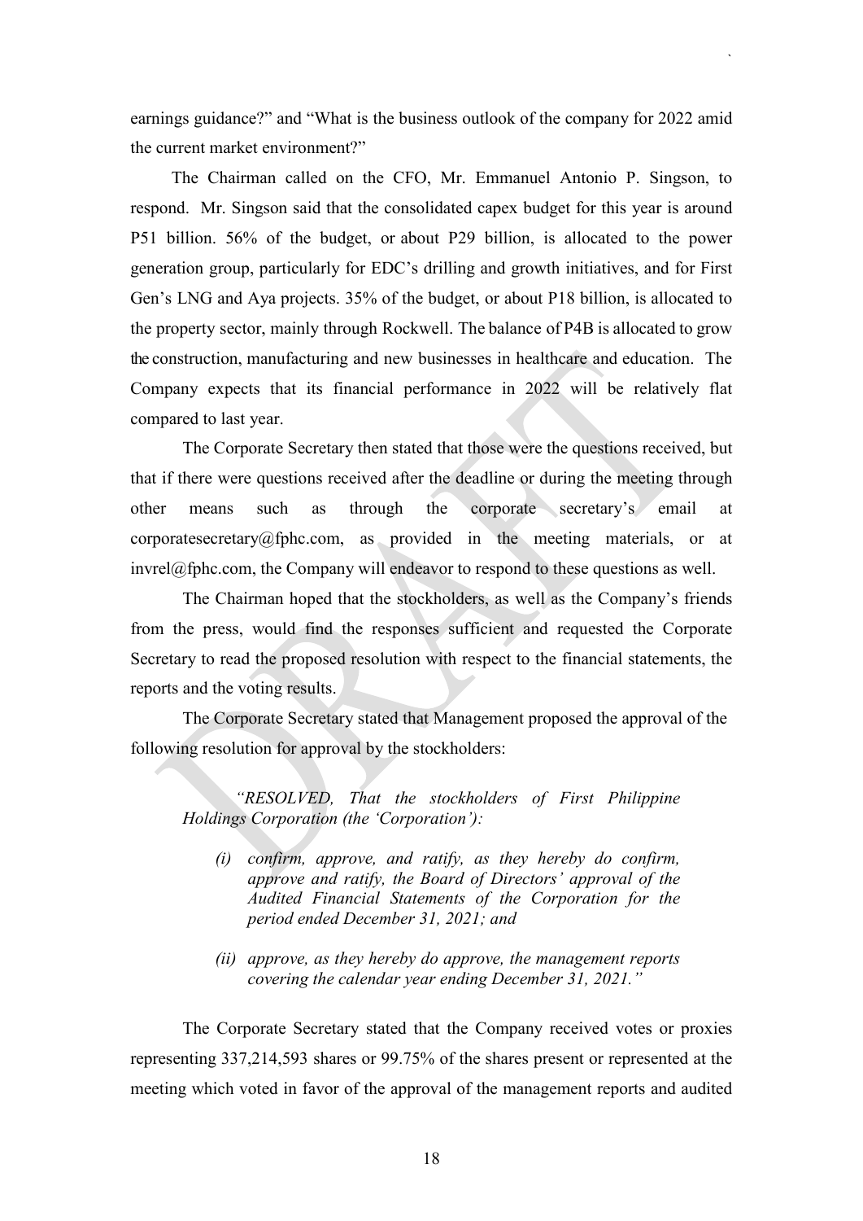earnings guidance?" and "What is the business outlook of the company for 2022 amid the current market environment?"

The Chairman called on the CFO, Mr. Emmanuel Antonio P. Singson, to respond. Mr. Singson said that the consolidated capex budget for this year is around P51 billion. 56% of the budget, or about P29 billion, is allocated to the power generation group, particularly for EDC's drilling and growth initiatives, and for First Gen's LNG and Aya projects. 35% of the budget, or about P18 billion, is allocated to the property sector, mainly through Rockwell. The balance of P4B is allocated to grow the construction, manufacturing and new businesses in healthcare and education. The Company expects that its financial performance in 2022 will be relatively flat compared to last year.

The Corporate Secretary then stated that those were the questions received, but that if there were questions received after the deadline or during the meeting through other means such as through the corporate secretary's email at corporatesecretary@fphc.com, as provided in the meeting materials, or at invrel@fphc.com, the Company will endeavor to respond to these questions as well.

The Chairman hoped that the stockholders, as well as the Company's friends from the press, would find the responses sufficient and requested the Corporate Secretary to read the proposed resolution with respect to the financial statements, the reports and the voting results.

The Corporate Secretary stated that Management proposed the approval of the following resolution for approval by the stockholders:

> *"RESOLVED, That the stockholders of First Philippine Holdings Corporation (the 'Corporation'):*
>
> *(i) confirm, approve, and ratify, as they hereby do confirm, approve and ratify, the Board of Directors' approval of the Audited Financial Statements of the Corporation for the period ended December 31, 2021; and*
>
> *(ii) approve, as they hereby do approve, the management reports covering the calendar year ending December 31, 2021."*

The Corporate Secretary stated that the Company received votes or proxies representing 337,214,593 shares or 99.75% of the shares present or represented at the meeting which voted in favor of the approval of the management reports and audited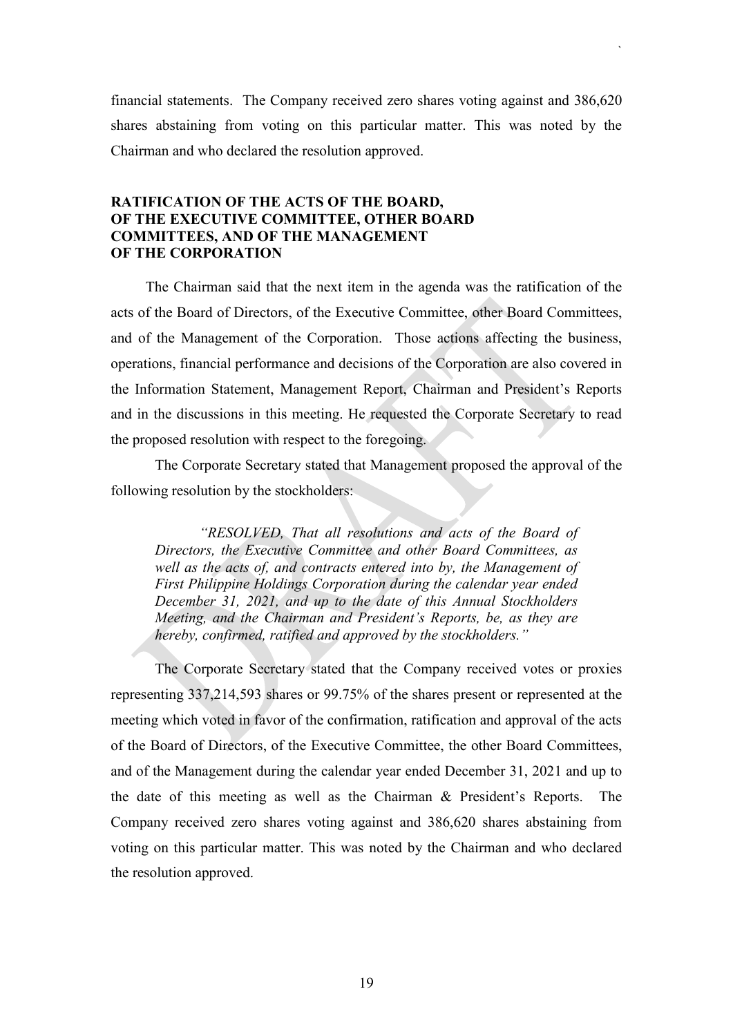financial statements. The Company received zero shares voting against and 386,620 shares abstaining from voting on this particular matter. This was noted by the Chairman and who declared the resolution approved.

**RATIFICATION OF THE ACTS OF THE BOARD, OF THE EXECUTIVE COMMITTEE, OTHER BOARD COMMITTEES, AND OF THE MANAGEMENT OF THE CORPORATION**

The Chairman said that the next item in the agenda was the ratification of the acts of the Board of Directors, of the Executive Committee, other Board Committees, and of the Management of the Corporation. Those actions affecting the business, operations, financial performance and decisions of the Corporation are also covered in the Information Statement, Management Report, Chairman and President's Reports and in the discussions in this meeting. He requested the Corporate Secretary to read the proposed resolution with respect to the foregoing.

The Corporate Secretary stated that Management proposed the approval of the following resolution by the stockholders:

> *"RESOLVED, That all resolutions and acts of the Board of Directors, the Executive Committee and other Board Committees, as well as the acts of, and contracts entered into by, the Management of First Philippine Holdings Corporation during the calendar year ended December 31, 2021, and up to the date of this Annual Stockholders Meeting, and the Chairman and President's Reports, be, as they are hereby, confirmed, ratified and approved by the stockholders."*

The Corporate Secretary stated that the Company received votes or proxies representing 337,214,593 shares or 99.75% of the shares present or represented at the meeting which voted in favor of the confirmation, ratification and approval of the acts of the Board of Directors, of the Executive Committee, the other Board Committees, and of the Management during the calendar year ended December 31, 2021 and up to the date of this meeting as well as the Chairman & President's Reports. The Company received zero shares voting against and 386,620 shares abstaining from voting on this particular matter. This was noted by the Chairman and who declared the resolution approved.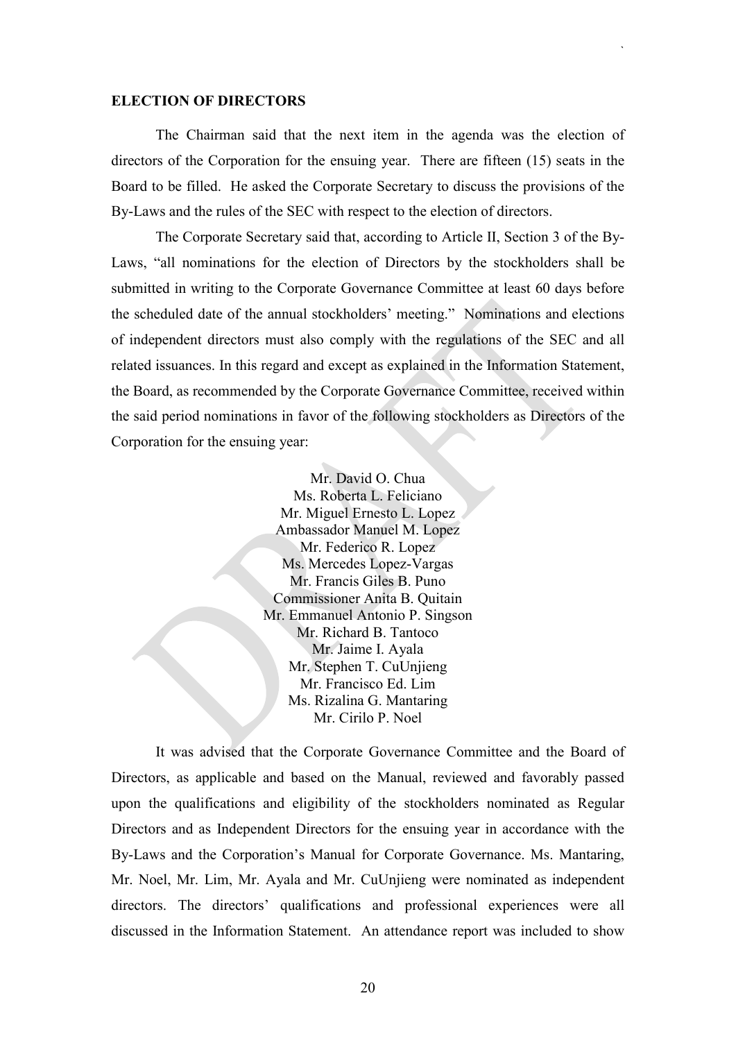**ELECTION OF DIRECTORS**

The Chairman said that the next item in the agenda was the election of directors of the Corporation for the ensuing year. There are fifteen (15) seats in the Board to be filled. He asked the Corporate Secretary to discuss the provisions of the By-Laws and the rules of the SEC with respect to the election of directors.

The Corporate Secretary said that, according to Article II, Section 3 of the By-Laws, "all nominations for the election of Directors by the stockholders shall be submitted in writing to the Corporate Governance Committee at least 60 days before the scheduled date of the annual stockholders' meeting." Nominations and elections of independent directors must also comply with the regulations of the SEC and all related issuances. In this regard and except as explained in the Information Statement, the Board, as recommended by the Corporate Governance Committee, received within the said period nominations in favor of the following stockholders as Directors of the Corporation for the ensuing year:

Mr. David O. Chua
Ms. Roberta L. Feliciano
Mr. Miguel Ernesto L. Lopez
Ambassador Manuel M. Lopez
Mr. Federico R. Lopez
Ms. Mercedes Lopez-Vargas
Mr. Francis Giles B. Puno
Commissioner Anita B. Quitain
Mr. Emmanuel Antonio P. Singson
Mr. Richard B. Tantoco
Mr. Jaime I. Ayala
Mr. Stephen T. CuUnjieng
Mr. Francisco Ed. Lim
Ms. Rizalina G. Mantaring
Mr. Cirilo P. Noel

It was advised that the Corporate Governance Committee and the Board of Directors, as applicable and based on the Manual, reviewed and favorably passed upon the qualifications and eligibility of the stockholders nominated as Regular Directors and as Independent Directors for the ensuing year in accordance with the By-Laws and the Corporation's Manual for Corporate Governance. Ms. Mantaring, Mr. Noel, Mr. Lim, Mr. Ayala and Mr. CuUnjieng were nominated as independent directors. The directors' qualifications and professional experiences were all discussed in the Information Statement. An attendance report was included to show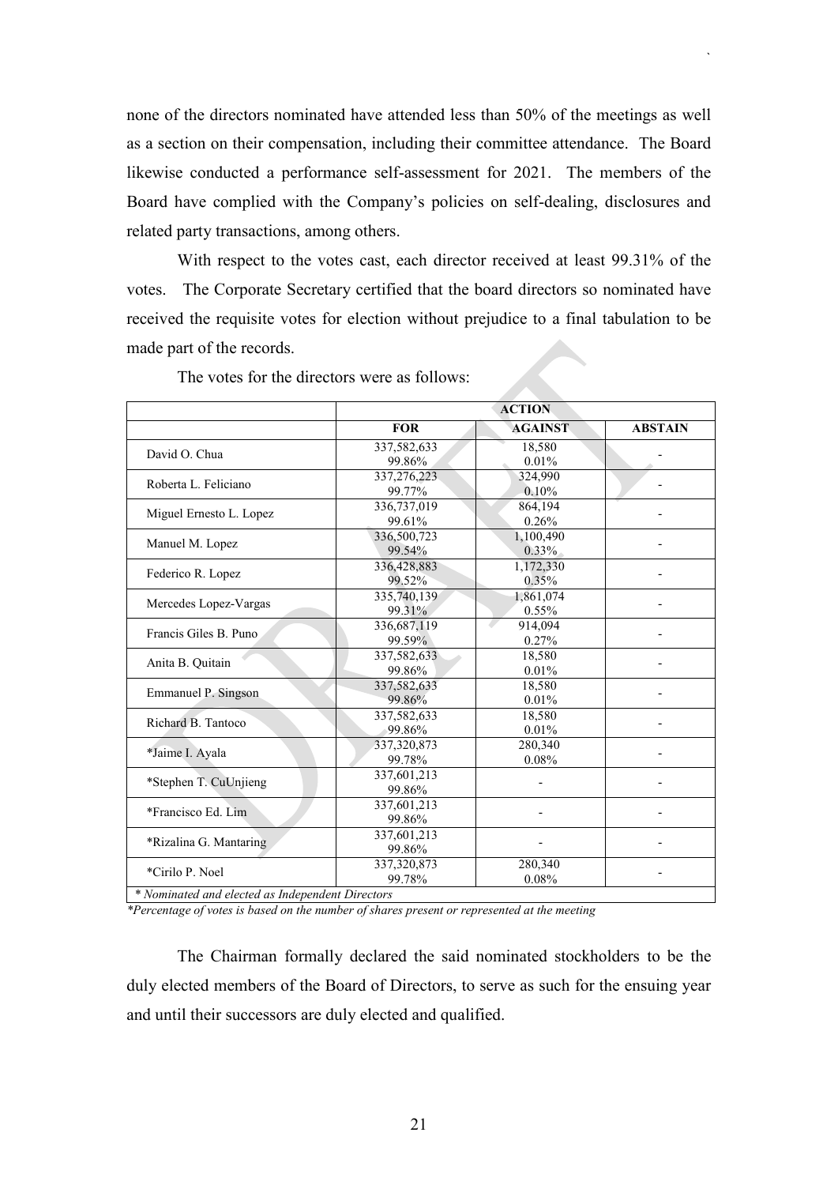none of the directors nominated have attended less than 50% of the meetings as well as a section on their compensation, including their committee attendance. The Board likewise conducted a performance self-assessment for 2021. The members of the Board have complied with the Company's policies on self-dealing, disclosures and related party transactions, among others.

With respect to the votes cast, each director received at least 99.31% of the votes. The Corporate Secretary certified that the board directors so nominated have received the requisite votes for election without prejudice to a final tabulation to be made part of the records.

The votes for the directors were as follows:

| | ACTION | | |
|---|---|---|---|
| | **FOR** | **AGAINST** | **ABSTAIN** |
| David O. Chua | 337,582,633<br>99.86% | 18,580<br>0.01% | - |
| Roberta L. Feliciano | 337,276,223<br>99.77% | 324,990<br>0.10% | - |
| Miguel Ernesto L. Lopez | 336,737,019<br>99.61% | 864,194<br>0.26% | - |
| Manuel M. Lopez | 336,500,723<br>99.54% | 1,100,490<br>0.33% | - |
| Federico R. Lopez | 336,428,883<br>99.52% | 1,172,330<br>0.35% | - |
| Mercedes Lopez-Vargas | 335,740,139<br>99.31% | 1,861,074<br>0.55% | - |
| Francis Giles B. Puno | 336,687,119<br>99.59% | 914,094<br>0.27% | - |
| Anita B. Quitain | 337,582,633<br>99.86% | 18,580<br>0.01% | - |
| Emmanuel P. Singson | 337,582,633<br>99.86% | 18,580<br>0.01% | - |
| Richard B. Tantoco | 337,582,633<br>99.86% | 18,580<br>0.01% | - |
| *Jaime I. Ayala | 337,320,873<br>99.78% | 280,340<br>0.08% | - |
| *Stephen T. CuUnjieng | 337,601,213<br>99.86% | - | - |
| *Francisco Ed. Lim | 337,601,213<br>99.86% | - | - |
| *Rizalina G. Mantaring | 337,601,213<br>99.86% | - | - |
| *Cirilo P. Noel | 337,320,873<br>99.78% | 280,340<br>0.08% | - |

*\* Nominated and elected as Independent Directors*

*\*Percentage of votes is based on the number of shares present or represented at the meeting*

The Chairman formally declared the said nominated stockholders to be the duly elected members of the Board of Directors, to serve as such for the ensuing year and until their successors are duly elected and qualified.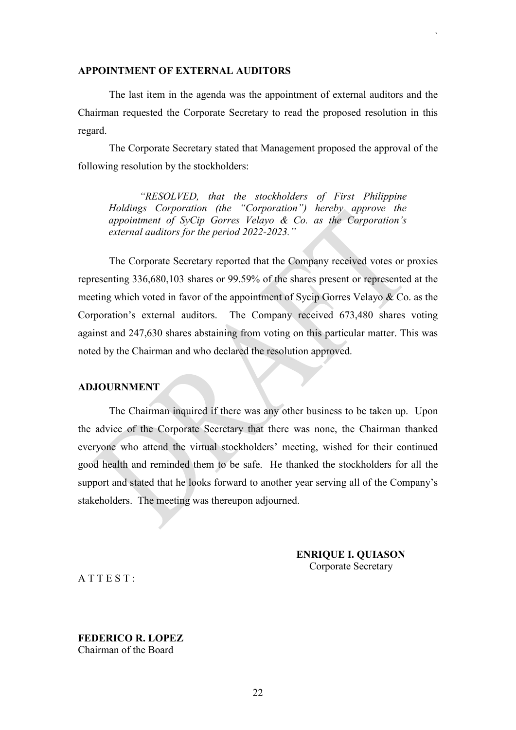## APPOINTMENT OF EXTERNAL AUDITORS

The last item in the agenda was the appointment of external auditors and the Chairman requested the Corporate Secretary to read the proposed resolution in this regard.

The Corporate Secretary stated that Management proposed the approval of the following resolution by the stockholders:

> *"RESOLVED, that the stockholders of First Philippine Holdings Corporation (the "Corporation") hereby approve the appointment of SyCip Gorres Velayo & Co. as the Corporation's external auditors for the period 2022-2023."*

The Corporate Secretary reported that the Company received votes or proxies representing 336,680,103 shares or 99.59% of the shares present or represented at the meeting which voted in favor of the appointment of Sycip Gorres Velayo & Co. as the Corporation's external auditors. The Company received 673,480 shares voting against and 247,630 shares abstaining from voting on this particular matter. This was noted by the Chairman and who declared the resolution approved.

## ADJOURNMENT

The Chairman inquired if there was any other business to be taken up. Upon the advice of the Corporate Secretary that there was none, the Chairman thanked everyone who attend the virtual stockholders' meeting, wished for their continued good health and reminded them to be safe. He thanked the stockholders for all the support and stated that he looks forward to another year serving all of the Company's stakeholders. The meeting was thereupon adjourned.

**ENRIQUE I. QUIASON**
Corporate Secretary

A T T E S T :

**FEDERICO R. LOPEZ**
Chairman of the Board